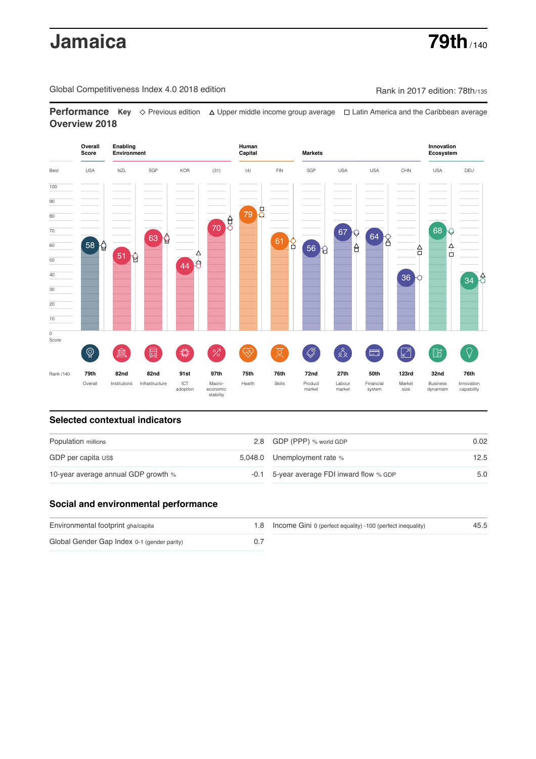# Jamaica

**79th** / 140

Global Competitiveness Index 4.0 2018 edition

Rank in 2017 edition: 78th/135

## Performance Overview 2018

**Key** ◇ Previous edition △ Upper middle income group average □ Latin America and the Caribbean average

| | Overall Score | Enabling Environment | | | | Human Capital | | Markets | | | | Innovation Ecosystem | |
|---|---|---|---|---|---|---|---|---|---|---|---|---|---|
| Best | USA | NZL | SGP | KOR | (31) | (4) | FIN | SGP | USA | USA | CHN | USA | DEU |
| Score | 58 | 51 | 63 | 44 | 70 | 79 | 61 | 56 | 67 | 64 | 36 | 68 | 34 |
| Rank /140 | 79th | 82nd | 82nd | 91st | 97th | 75th | 76th | 72nd | 27th | 50th | 123rd | 32nd | 76th |
| | Overall | Institutions | Infrastructure | ICT adoption | Macro-economic stability | Health | Skills | Product market | Labour market | Financial system | Market size | Business dynamism | Innovation capability |

## Selected contextual indicators

| Indicator | Value | Indicator | Value |
|---|---|---|---|
| Population millions | 2.8 | GDP (PPP) % world GDP | 0.02 |
| GDP per capita US$ | 5,048.0 | Unemployment rate % | 12.5 |
| 10-year average annual GDP growth % | -0.1 | 5-year average FDI inward flow % GDP | 5.0 |

## Social and environmental performance

| Indicator | Value | Indicator | Value |
|---|---|---|---|
| Environmental footprint gha/capita | 1.8 | Income Gini 0 (perfect equality) -100 (perfect inequality) | 45.5 |
| Global Gender Gap Index 0-1 (gender parity) | 0.7 | | |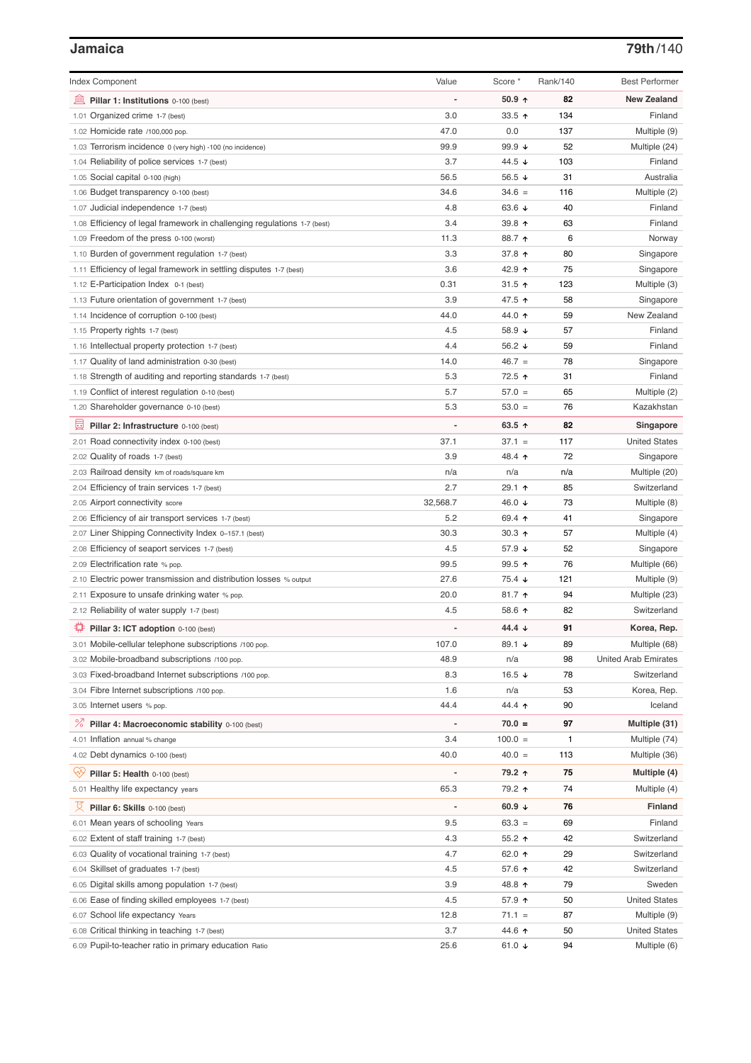## Jamaica

**79th**/140

| Index Component | Value | Score * | Rank/140 | Best Performer |
|---|---|---|---|---|
| **Pillar 1: Institutions** 0-100 (best) | - | **50.9 ↑** | **82** | **New Zealand** |
| 1.01 Organized crime 1-7 (best) | 3.0 | 33.5 ↑ | 134 | Finland |
| 1.02 Homicide rate /100,000 pop. | 47.0 | 0.0 | 137 | Multiple (9) |
| 1.03 Terrorism incidence 0 (very high) -100 (no incidence) | 99.9 | 99.9 ↓ | 52 | Multiple (24) |
| 1.04 Reliability of police services 1-7 (best) | 3.7 | 44.5 ↓ | 103 | Finland |
| 1.05 Social capital 0-100 (high) | 56.5 | 56.5 ↓ | 31 | Australia |
| 1.06 Budget transparency 0-100 (best) | 34.6 | 34.6 = | 116 | Multiple (2) |
| 1.07 Judicial independence 1-7 (best) | 4.8 | 63.6 ↓ | 40 | Finland |
| 1.08 Efficiency of legal framework in challenging regulations 1-7 (best) | 3.4 | 39.8 ↑ | 63 | Finland |
| 1.09 Freedom of the press 0-100 (worst) | 11.3 | 88.7 ↑ | 6 | Norway |
| 1.10 Burden of government regulation 1-7 (best) | 3.3 | 37.8 ↑ | 80 | Singapore |
| 1.11 Efficiency of legal framework in settling disputes 1-7 (best) | 3.6 | 42.9 ↑ | 75 | Singapore |
| 1.12 E-Participation Index 0-1 (best) | 0.31 | 31.5 ↑ | 123 | Multiple (3) |
| 1.13 Future orientation of government 1-7 (best) | 3.9 | 47.5 ↑ | 58 | Singapore |
| 1.14 Incidence of corruption 0-100 (best) | 44.0 | 44.0 ↑ | 59 | New Zealand |
| 1.15 Property rights 1-7 (best) | 4.5 | 58.9 ↓ | 57 | Finland |
| 1.16 Intellectual property protection 1-7 (best) | 4.4 | 56.2 ↓ | 59 | Finland |
| 1.17 Quality of land administration 0-30 (best) | 14.0 | 46.7 = | 78 | Singapore |
| 1.18 Strength of auditing and reporting standards 1-7 (best) | 5.3 | 72.5 ↑ | 31 | Finland |
| 1.19 Conflict of interest regulation 0-10 (best) | 5.7 | 57.0 = | 65 | Multiple (2) |
| 1.20 Shareholder governance 0-10 (best) | 5.3 | 53.0 = | 76 | Kazakhstan |
| **Pillar 2: Infrastructure** 0-100 (best) | - | **63.5 ↑** | **82** | **Singapore** |
| 2.01 Road connectivity index 0-100 (best) | 37.1 | 37.1 = | 117 | United States |
| 2.02 Quality of roads 1-7 (best) | 3.9 | 48.4 ↑ | 72 | Singapore |
| 2.03 Railroad density km of roads/square km | n/a | n/a | n/a | Multiple (20) |
| 2.04 Efficiency of train services 1-7 (best) | 2.7 | 29.1 ↑ | 85 | Switzerland |
| 2.05 Airport connectivity score | 32,568.7 | 46.0 ↓ | 73 | Multiple (8) |
| 2.06 Efficiency of air transport services 1-7 (best) | 5.2 | 69.4 ↑ | 41 | Singapore |
| 2.07 Liner Shipping Connectivity Index 0–157.1 (best) | 30.3 | 30.3 ↑ | 57 | Multiple (4) |
| 2.08 Efficiency of seaport services 1-7 (best) | 4.5 | 57.9 ↓ | 52 | Singapore |
| 2.09 Electrification rate % pop. | 99.5 | 99.5 ↑ | 76 | Multiple (66) |
| 2.10 Electric power transmission and distribution losses % output | 27.6 | 75.4 ↓ | 121 | Multiple (9) |
| 2.11 Exposure to unsafe drinking water % pop. | 20.0 | 81.7 ↑ | 94 | Multiple (23) |
| 2.12 Reliability of water supply 1-7 (best) | 4.5 | 58.6 ↑ | 82 | Switzerland |
| **Pillar 3: ICT adoption** 0-100 (best) | - | **44.4 ↓** | **91** | **Korea, Rep.** |
| 3.01 Mobile-cellular telephone subscriptions /100 pop. | 107.0 | 89.1 ↓ | 89 | Multiple (68) |
| 3.02 Mobile-broadband subscriptions /100 pop. | 48.9 | n/a | 98 | United Arab Emirates |
| 3.03 Fixed-broadband Internet subscriptions /100 pop. | 8.3 | 16.5 ↓ | 78 | Switzerland |
| 3.04 Fibre Internet subscriptions /100 pop. | 1.6 | n/a | 53 | Korea, Rep. |
| 3.05 Internet users % pop. | 44.4 | 44.4 ↑ | 90 | Iceland |
| **Pillar 4: Macroeconomic stability** 0-100 (best) | - | **70.0 =** | **97** | **Multiple (31)** |
| 4.01 Inflation annual % change | 3.4 | 100.0 = | 1 | Multiple (74) |
| 4.02 Debt dynamics 0-100 (best) | 40.0 | 40.0 = | 113 | Multiple (36) |
| **Pillar 5: Health** 0-100 (best) | - | **79.2 ↑** | **75** | **Multiple (4)** |
| 5.01 Healthy life expectancy years | 65.3 | 79.2 ↑ | 74 | Multiple (4) |
| **Pillar 6: Skills** 0-100 (best) | - | **60.9 ↓** | **76** | **Finland** |
| 6.01 Mean years of schooling Years | 9.5 | 63.3 = | 69 | Finland |
| 6.02 Extent of staff training 1-7 (best) | 4.3 | 55.2 ↑ | 42 | Switzerland |
| 6.03 Quality of vocational training 1-7 (best) | 4.7 | 62.0 ↑ | 29 | Switzerland |
| 6.04 Skillset of graduates 1-7 (best) | 4.5 | 57.6 ↑ | 42 | Switzerland |
| 6.05 Digital skills among population 1-7 (best) | 3.9 | 48.8 ↑ | 79 | Sweden |
| 6.06 Ease of finding skilled employees 1-7 (best) | 4.5 | 57.9 ↑ | 50 | United States |
| 6.07 School life expectancy Years | 12.8 | 71.1 = | 87 | Multiple (9) |
| 6.08 Critical thinking in teaching 1-7 (best) | 3.7 | 44.6 ↑ | 50 | United States |
| 6.09 Pupil-to-teacher ratio in primary education Ratio | 25.6 | 61.0 ↓ | 94 | Multiple (6) |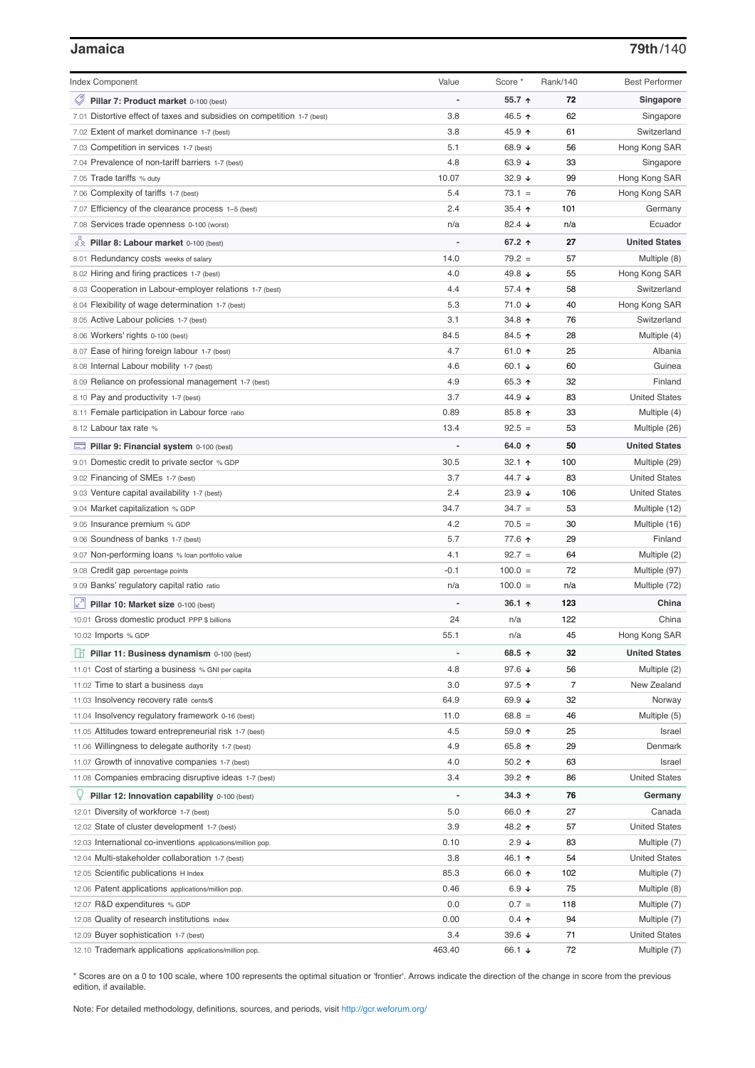## Jamaica

**79th**/140

| Index Component | Value | Score * | Rank/140 | Best Performer |
|---|---|---|---|---|
| **Pillar 7: Product market** 0-100 (best) | - | **55.7 ↑** | **72** | **Singapore** |
| 7.01 Distortive effect of taxes and subsidies on competition 1-7 (best) | 3.8 | 46.5 ↑ | 62 | Singapore |
| 7.02 Extent of market dominance 1-7 (best) | 3.8 | 45.9 ↑ | 61 | Switzerland |
| 7.03 Competition in services 1-7 (best) | 5.1 | 68.9 ↓ | 56 | Hong Kong SAR |
| 7.04 Prevalence of non-tariff barriers 1-7 (best) | 4.8 | 63.9 ↓ | 33 | Singapore |
| 7.05 Trade tariffs % duty | 10.07 | 32.9 ↓ | 99 | Hong Kong SAR |
| 7.06 Complexity of tariffs 1-7 (best) | 5.4 | 73.1 = | 76 | Hong Kong SAR |
| 7.07 Efficiency of the clearance process 1–5 (best) | 2.4 | 35.4 ↑ | 101 | Germany |
| 7.08 Services trade openness 0-100 (worst) | n/a | 82.4 ↓ | n/a | Ecuador |
| **Pillar 8: Labour market** 0-100 (best) | - | **67.2 ↑** | **27** | **United States** |
| 8.01 Redundancy costs weeks of salary | 14.0 | 79.2 = | 57 | Multiple (8) |
| 8.02 Hiring and firing practices 1-7 (best) | 4.0 | 49.8 ↓ | 55 | Hong Kong SAR |
| 8.03 Cooperation in Labour-employer relations 1-7 (best) | 4.4 | 57.4 ↑ | 58 | Switzerland |
| 8.04 Flexibility of wage determination 1-7 (best) | 5.3 | 71.0 ↓ | 40 | Hong Kong SAR |
| 8.05 Active Labour policies 1-7 (best) | 3.1 | 34.8 ↑ | 76 | Switzerland |
| 8.06 Workers' rights 0-100 (best) | 84.5 | 84.5 ↑ | 28 | Multiple (4) |
| 8.07 Ease of hiring foreign labour 1-7 (best) | 4.7 | 61.0 ↑ | 25 | Albania |
| 8.08 Internal Labour mobility 1-7 (best) | 4.6 | 60.1 ↓ | 60 | Guinea |
| 8.09 Reliance on professional management 1-7 (best) | 4.9 | 65.3 ↑ | 32 | Finland |
| 8.10 Pay and productivity 1-7 (best) | 3.7 | 44.9 ↓ | 83 | United States |
| 8.11 Female participation in Labour force ratio | 0.89 | 85.8 ↑ | 33 | Multiple (4) |
| 8.12 Labour tax rate % | 13.4 | 92.5 = | 53 | Multiple (26) |
| **Pillar 9: Financial system** 0-100 (best) | - | **64.0 ↑** | **50** | **United States** |
| 9.01 Domestic credit to private sector % GDP | 30.5 | 32.1 ↑ | 100 | Multiple (29) |
| 9.02 Financing of SMEs 1-7 (best) | 3.7 | 44.7 ↓ | 83 | United States |
| 9.03 Venture capital availability 1-7 (best) | 2.4 | 23.9 ↓ | 106 | United States |
| 9.04 Market capitalization % GDP | 34.7 | 34.7 = | 53 | Multiple (12) |
| 9.05 Insurance premium % GDP | 4.2 | 70.5 = | 30 | Multiple (16) |
| 9.06 Soundness of banks 1-7 (best) | 5.7 | 77.6 ↑ | 29 | Finland |
| 9.07 Non-performing loans % loan portfolio value | 4.1 | 92.7 = | 64 | Multiple (2) |
| 9.08 Credit gap percentage points | -0.1 | 100.0 = | 72 | Multiple (97) |
| 9.09 Banks' regulatory capital ratio ratio | n/a | 100.0 = | n/a | Multiple (72) |
| **Pillar 10: Market size** 0-100 (best) | - | **36.1 ↑** | **123** | **China** |
| 10.01 Gross domestic product PPP $ billions | 24 | n/a | 122 | China |
| 10.02 Imports % GDP | 55.1 | n/a | 45 | Hong Kong SAR |
| **Pillar 11: Business dynamism** 0-100 (best) | - | **68.5 ↑** | **32** | **United States** |
| 11.01 Cost of starting a business % GNI per capita | 4.8 | 97.6 ↓ | 56 | Multiple (2) |
| 11.02 Time to start a business days | 3.0 | 97.5 ↑ | 7 | New Zealand |
| 11.03 Insolvency recovery rate cents/$ | 64.9 | 69.9 ↓ | 32 | Norway |
| 11.04 Insolvency regulatory framework 0-16 (best) | 11.0 | 68.8 = | 46 | Multiple (5) |
| 11.05 Attitudes toward entrepreneurial risk 1-7 (best) | 4.5 | 59.0 ↑ | 25 | Israel |
| 11.06 Willingness to delegate authority 1-7 (best) | 4.9 | 65.8 ↑ | 29 | Denmark |
| 11.07 Growth of innovative companies 1-7 (best) | 4.0 | 50.2 ↑ | 63 | Israel |
| 11.08 Companies embracing disruptive ideas 1-7 (best) | 3.4 | 39.2 ↑ | 86 | United States |
| **Pillar 12: Innovation capability** 0-100 (best) | - | **34.3 ↑** | **76** | **Germany** |
| 12.01 Diversity of workforce 1-7 (best) | 5.0 | 66.0 ↑ | 27 | Canada |
| 12.02 State of cluster development 1-7 (best) | 3.9 | 48.2 ↑ | 57 | United States |
| 12.03 International co-inventions applications/million pop. | 0.10 | 2.9 ↓ | 83 | Multiple (7) |
| 12.04 Multi-stakeholder collaboration 1-7 (best) | 3.8 | 46.1 ↑ | 54 | United States |
| 12.05 Scientific publications H Index | 85.3 | 66.0 ↑ | 102 | Multiple (7) |
| 12.06 Patent applications applications/million pop. | 0.46 | 6.9 ↓ | 75 | Multiple (8) |
| 12.07 R&D expenditures % GDP | 0.0 | 0.7 = | 118 | Multiple (7) |
| 12.08 Quality of research institutions index | 0.00 | 0.4 ↑ | 94 | Multiple (7) |
| 12.09 Buyer sophistication 1-7 (best) | 3.4 | 39.6 ↓ | 71 | United States |
| 12.10 Trademark applications applications/million pop. | 463.40 | 66.1 ↓ | 72 | Multiple (7) |

* Scores are on a 0 to 100 scale, where 100 represents the optimal situation or 'frontier'. Arrows indicate the direction of the change in score from the previous edition, if available.

Note: For detailed methodology, definitions, sources, and periods, visit http://gcr.weforum.org/